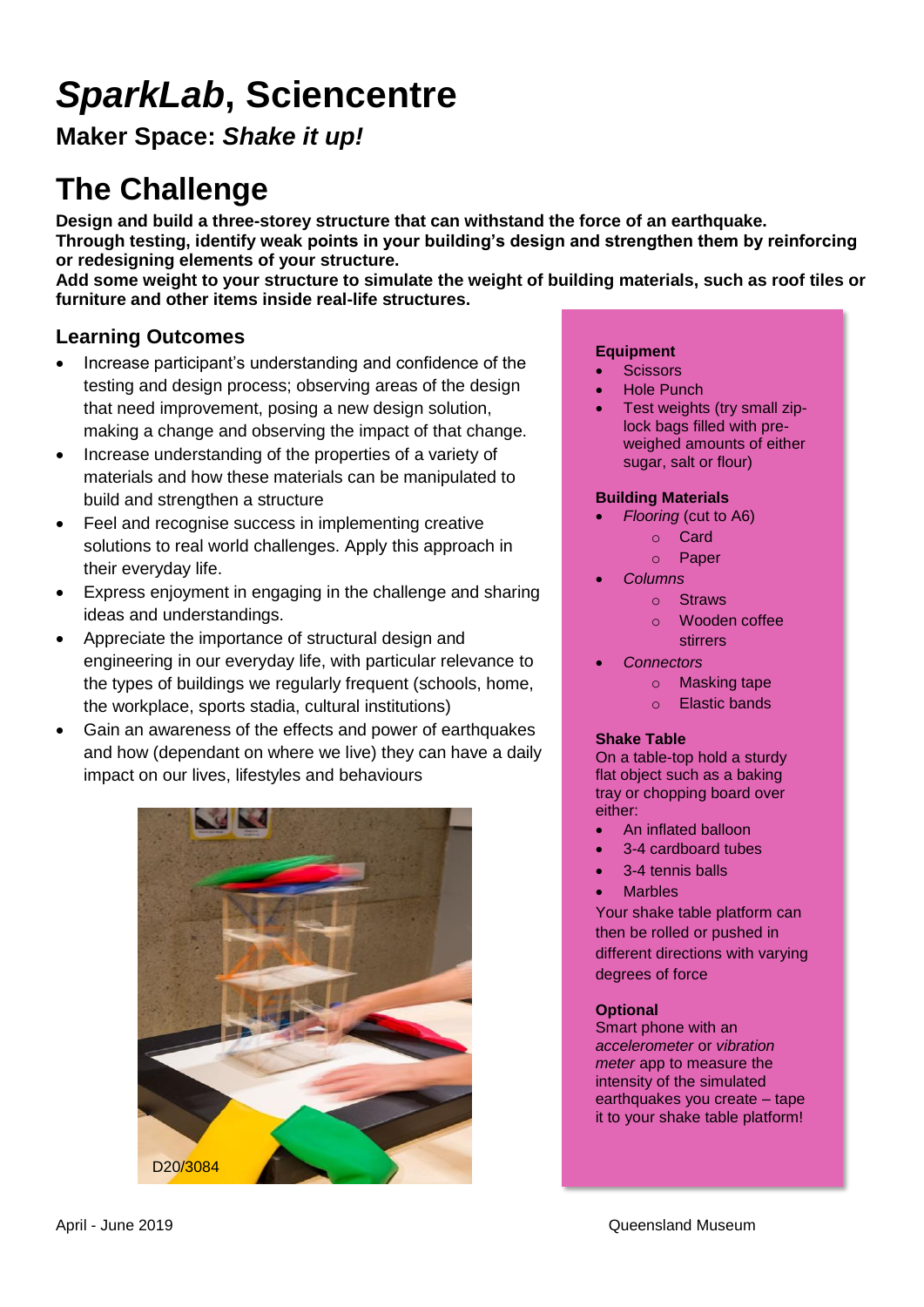# *SparkLab*, Sciencentre

## Maker Space: *Shake it up!*

# The Challenge

**Design and build a three-storey structure that can withstand the force of an earthquake.**
**Through testing, identify weak points in your building's design and strengthen them by reinforcing or redesigning elements of your structure.**
**Add some weight to your structure to simulate the weight of building materials, such as roof tiles or furniture and other items inside real-life structures.**

## Learning Outcomes

- Increase participant's understanding and confidence of the testing and design process; observing areas of the design that need improvement, posing a new design solution, making a change and observing the impact of that change.
- Increase understanding of the properties of a variety of materials and how these materials can be manipulated to build and strengthen a structure
- Feel and recognise success in implementing creative solutions to real world challenges. Apply this approach in their everyday life.
- Express enjoyment in engaging in the challenge and sharing ideas and understandings.
- Appreciate the importance of structural design and engineering in our everyday life, with particular relevance to the types of buildings we regularly frequent (schools, home, the workplace, sports stadia, cultural institutions)
- Gain an awareness of the effects and power of earthquakes and how (dependant on where we live) they can have a daily impact on our lives, lifestyles and behaviours

D20/3084

**Equipment**

- Scissors
- Hole Punch
- Test weights (try small zip-lock bags filled with pre-weighed amounts of either sugar, salt or flour)

**Building Materials**

- *Flooring* (cut to A6)
  - Card
  - Paper
- *Columns*
  - Straws
  - Wooden coffee stirrers
- *Connectors*
  - Masking tape
  - Elastic bands

**Shake Table**

On a table-top hold a sturdy flat object such as a baking tray or chopping board over either:

- An inflated balloon
- 3-4 cardboard tubes
- 3-4 tennis balls
- Marbles

Your shake table platform can then be rolled or pushed in different directions with varying degrees of force

**Optional**

Smart phone with an *accelerometer* or *vibration meter* app to measure the intensity of the simulated earthquakes you create – tape it to your shake table platform!

April - June 2019

Queensland Museum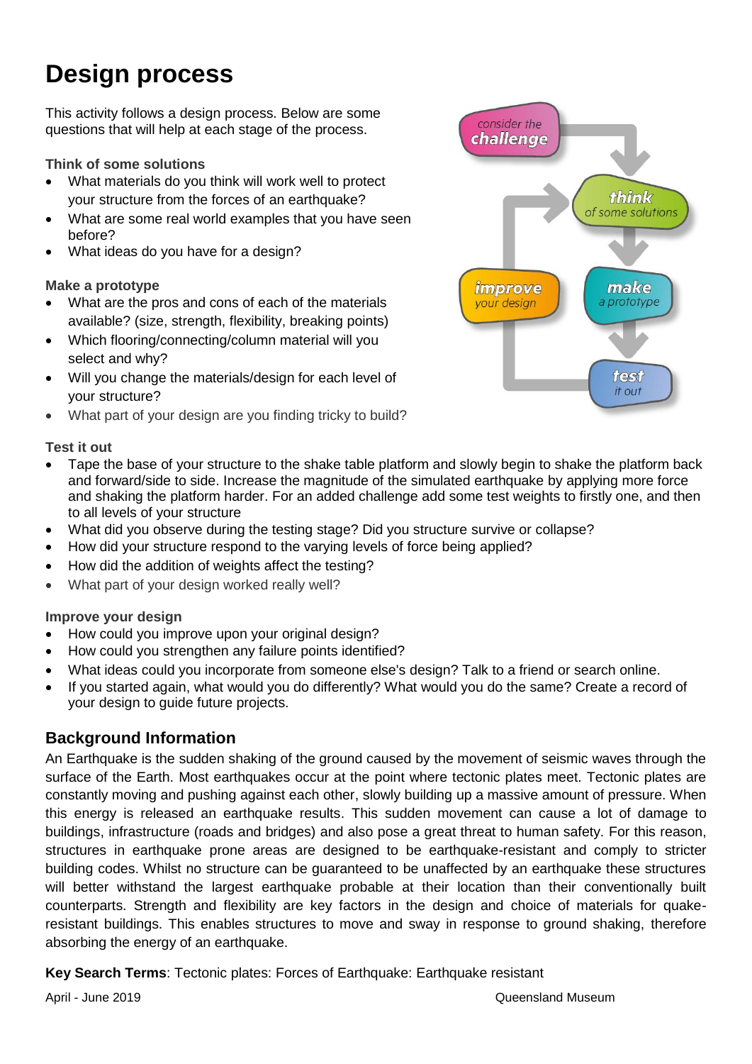# Design process

This activity follows a design process. Below are some questions that will help at each stage of the process.

consider the challenge

think of some solutions

make a prototype

test it out

improve your design

**Think of some solutions**

- What materials do you think will work well to protect your structure from the forces of an earthquake?
- What are some real world examples that you have seen before?
- What ideas do you have for a design?

**Make a prototype**

- What are the pros and cons of each of the materials available? (size, strength, flexibility, breaking points)
- Which flooring/connecting/column material will you select and why?
- Will you change the materials/design for each level of your structure?
- What part of your design are you finding tricky to build?

**Test it out**

- Tape the base of your structure to the shake table platform and slowly begin to shake the platform back and forward/side to side. Increase the magnitude of the simulated earthquake by applying more force and shaking the platform harder. For an added challenge add some test weights to firstly one, and then to all levels of your structure
- What did you observe during the testing stage? Did you structure survive or collapse?
- How did your structure respond to the varying levels of force being applied?
- How did the addition of weights affect the testing?
- What part of your design worked really well?

**Improve your design**

- How could you improve upon your original design?
- How could you strengthen any failure points identified?
- What ideas could you incorporate from someone else's design? Talk to a friend or search online.
- If you started again, what would you do differently? What would you do the same? Create a record of your design to guide future projects.

## Background Information

An Earthquake is the sudden shaking of the ground caused by the movement of seismic waves through the surface of the Earth. Most earthquakes occur at the point where tectonic plates meet. Tectonic plates are constantly moving and pushing against each other, slowly building up a massive amount of pressure. When this energy is released an earthquake results. This sudden movement can cause a lot of damage to buildings, infrastructure (roads and bridges) and also pose a great threat to human safety. For this reason, structures in earthquake prone areas are designed to be earthquake-resistant and comply to stricter building codes. Whilst no structure can be guaranteed to be unaffected by an earthquake these structures will better withstand the largest earthquake probable at their location than their conventionally built counterparts. Strength and flexibility are key factors in the design and choice of materials for quake-resistant buildings. This enables structures to move and sway in response to ground shaking, therefore absorbing the energy of an earthquake.

**Key Search Terms**: Tectonic plates: Forces of Earthquake: Earthquake resistant